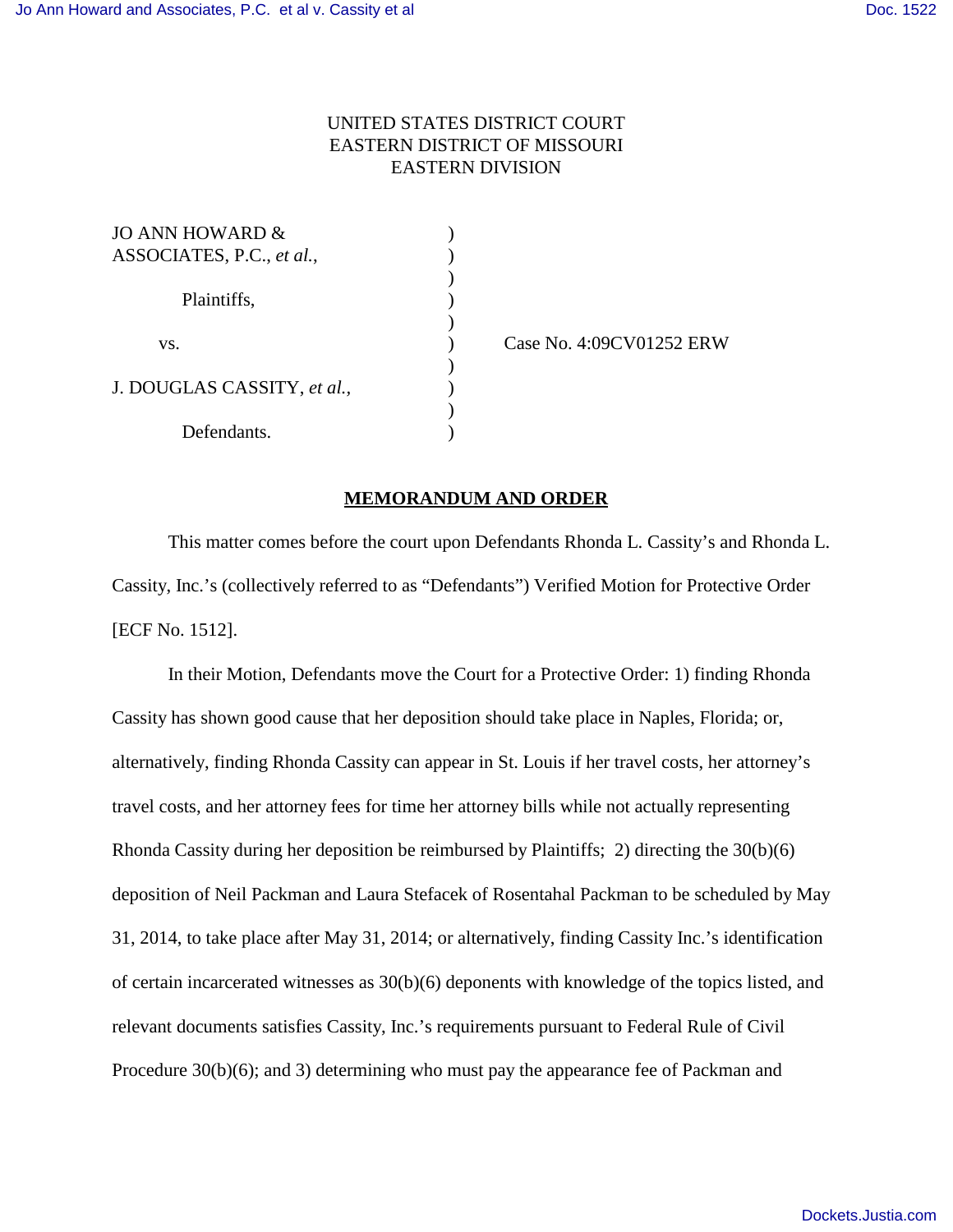UNITED STATES DISTRICT COURT
EASTERN DISTRICT OF MISSOURI
EASTERN DIVISION

| | | |
|---|---|---|
| JO ANN HOWARD & ASSOCIATES, P.C., *et al.*, | ) | |
| Plaintiffs, | ) | |
| vs. | ) | Case No. 4:09CV01252 ERW |
| J. DOUGLAS CASSITY, *et al.*, | ) | |
| Defendants. | ) | |

**MEMORANDUM AND ORDER**

This matter comes before the court upon Defendants Rhonda L. Cassity's and Rhonda L. Cassity, Inc.'s (collectively referred to as "Defendants") Verified Motion for Protective Order [ECF No. 1512].

In their Motion, Defendants move the Court for a Protective Order: 1) finding Rhonda Cassity has shown good cause that her deposition should take place in Naples, Florida; or, alternatively, finding Rhonda Cassity can appear in St. Louis if her travel costs, her attorney's travel costs, and her attorney fees for time her attorney bills while not actually representing Rhonda Cassity during her deposition be reimbursed by Plaintiffs; 2) directing the 30(b)(6) deposition of Neil Packman and Laura Stefacek of Rosentahal Packman to be scheduled by May 31, 2014, to take place after May 31, 2014; or alternatively, finding Cassity Inc.'s identification of certain incarcerated witnesses as 30(b)(6) deponents with knowledge of the topics listed, and relevant documents satisfies Cassity, Inc.'s requirements pursuant to Federal Rule of Civil Procedure 30(b)(6); and 3) determining who must pay the appearance fee of Packman and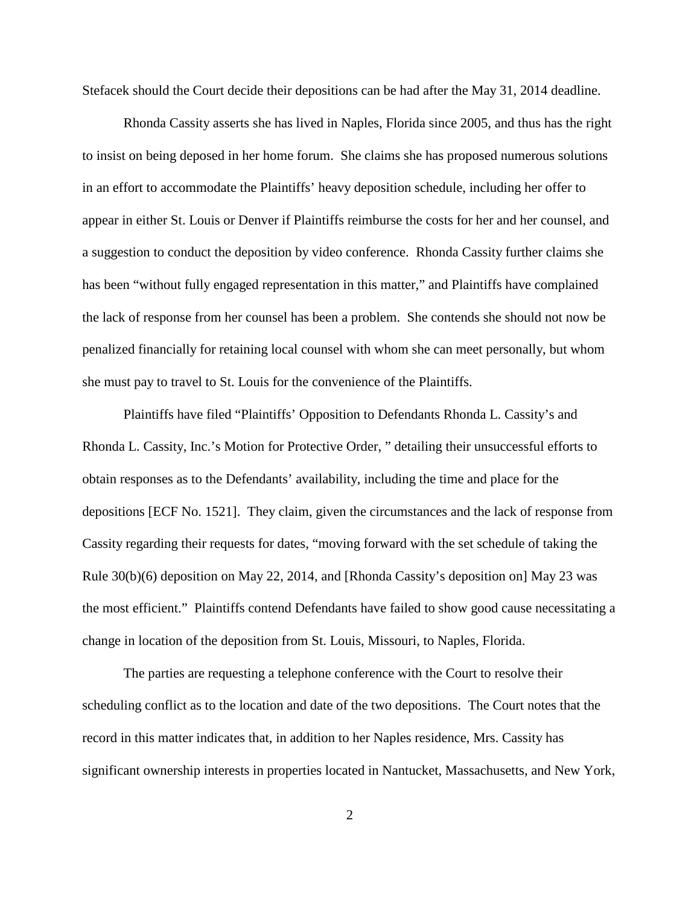Stefacek should the Court decide their depositions can be had after the May 31, 2014 deadline.

Rhonda Cassity asserts she has lived in Naples, Florida since 2005, and thus has the right to insist on being deposed in her home forum. She claims she has proposed numerous solutions in an effort to accommodate the Plaintiffs' heavy deposition schedule, including her offer to appear in either St. Louis or Denver if Plaintiffs reimburse the costs for her and her counsel, and a suggestion to conduct the deposition by video conference. Rhonda Cassity further claims she has been "without fully engaged representation in this matter," and Plaintiffs have complained the lack of response from her counsel has been a problem. She contends she should not now be penalized financially for retaining local counsel with whom she can meet personally, but whom she must pay to travel to St. Louis for the convenience of the Plaintiffs.

Plaintiffs have filed "Plaintiffs' Opposition to Defendants Rhonda L. Cassity's and Rhonda L. Cassity, Inc.'s Motion for Protective Order, " detailing their unsuccessful efforts to obtain responses as to the Defendants' availability, including the time and place for the depositions [ECF No. 1521]. They claim, given the circumstances and the lack of response from Cassity regarding their requests for dates, "moving forward with the set schedule of taking the Rule 30(b)(6) deposition on May 22, 2014, and [Rhonda Cassity's deposition on] May 23 was the most efficient." Plaintiffs contend Defendants have failed to show good cause necessitating a change in location of the deposition from St. Louis, Missouri, to Naples, Florida.

The parties are requesting a telephone conference with the Court to resolve their scheduling conflict as to the location and date of the two depositions. The Court notes that the record in this matter indicates that, in addition to her Naples residence, Mrs. Cassity has significant ownership interests in properties located in Nantucket, Massachusetts, and New York,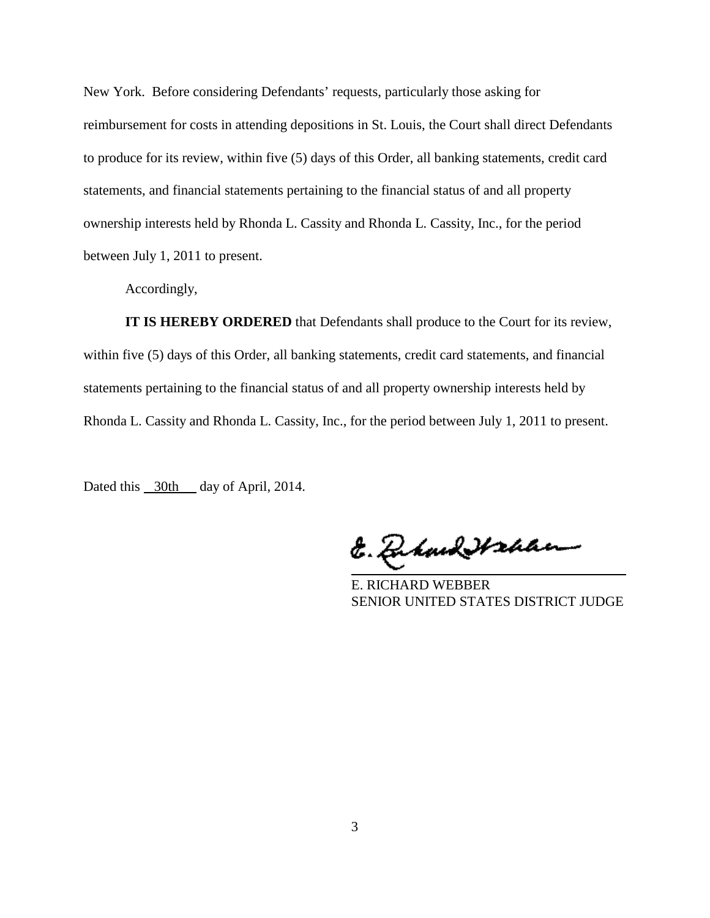New York. Before considering Defendants' requests, particularly those asking for reimbursement for costs in attending depositions in St. Louis, the Court shall direct Defendants to produce for its review, within five (5) days of this Order, all banking statements, credit card statements, and financial statements pertaining to the financial status of and all property ownership interests held by Rhonda L. Cassity and Rhonda L. Cassity, Inc., for the period between July 1, 2011 to present.

Accordingly,

**IT IS HEREBY ORDERED** that Defendants shall produce to the Court for its review, within five (5) days of this Order, all banking statements, credit card statements, and financial statements pertaining to the financial status of and all property ownership interests held by Rhonda L. Cassity and Rhonda L. Cassity, Inc., for the period between July 1, 2011 to present.

Dated this 30th day of April, 2014.

E. Richard Webber

E. RICHARD WEBBER
SENIOR UNITED STATES DISTRICT JUDGE